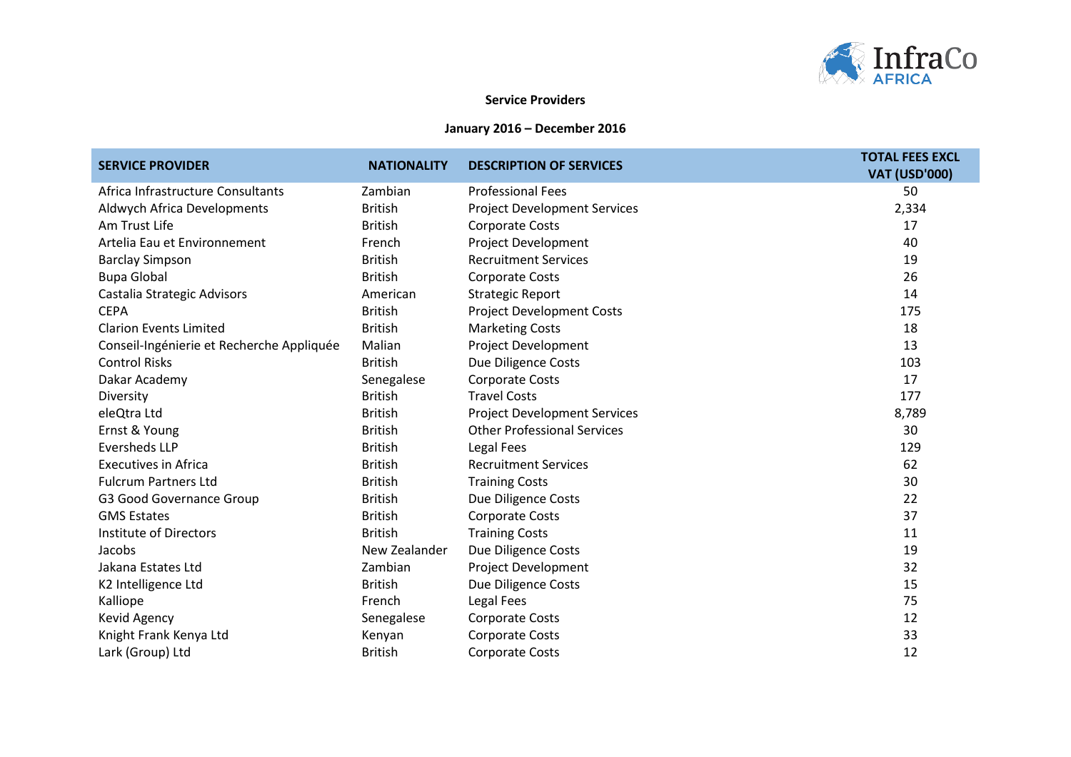**Service Providers**

**January 2016 – December 2016**

| SERVICE PROVIDER | NATIONALITY | DESCRIPTION OF SERVICES | TOTAL FEES EXCL VAT (USD'000) |
|---|---|---|---|
| Africa Infrastructure Consultants | Zambian | Professional Fees | 50 |
| Aldwych Africa Developments | British | Project Development Services | 2,334 |
| Am Trust Life | British | Corporate Costs | 17 |
| Artelia Eau et Environnement | French | Project Development | 40 |
| Barclay Simpson | British | Recruitment Services | 19 |
| Bupa Global | British | Corporate Costs | 26 |
| Castalia Strategic Advisors | American | Strategic Report | 14 |
| CEPA | British | Project Development Costs | 175 |
| Clarion Events Limited | British | Marketing Costs | 18 |
| Conseil-Ingénierie et Recherche Appliquée | Malian | Project Development | 13 |
| Control Risks | British | Due Diligence Costs | 103 |
| Dakar Academy | Senegalese | Corporate Costs | 17 |
| Diversity | British | Travel Costs | 177 |
| eleQtra Ltd | British | Project Development Services | 8,789 |
| Ernst & Young | British | Other Professional Services | 30 |
| Eversheds LLP | British | Legal Fees | 129 |
| Executives in Africa | British | Recruitment Services | 62 |
| Fulcrum Partners Ltd | British | Training Costs | 30 |
| G3 Good Governance Group | British | Due Diligence Costs | 22 |
| GMS Estates | British | Corporate Costs | 37 |
| Institute of Directors | British | Training Costs | 11 |
| Jacobs | New Zealander | Due Diligence Costs | 19 |
| Jakana Estates Ltd | Zambian | Project Development | 32 |
| K2 Intelligence Ltd | British | Due Diligence Costs | 15 |
| Kalliope | French | Legal Fees | 75 |
| Kevid Agency | Senegalese | Corporate Costs | 12 |
| Knight Frank Kenya Ltd | Kenyan | Corporate Costs | 33 |
| Lark (Group) Ltd | British | Corporate Costs | 12 |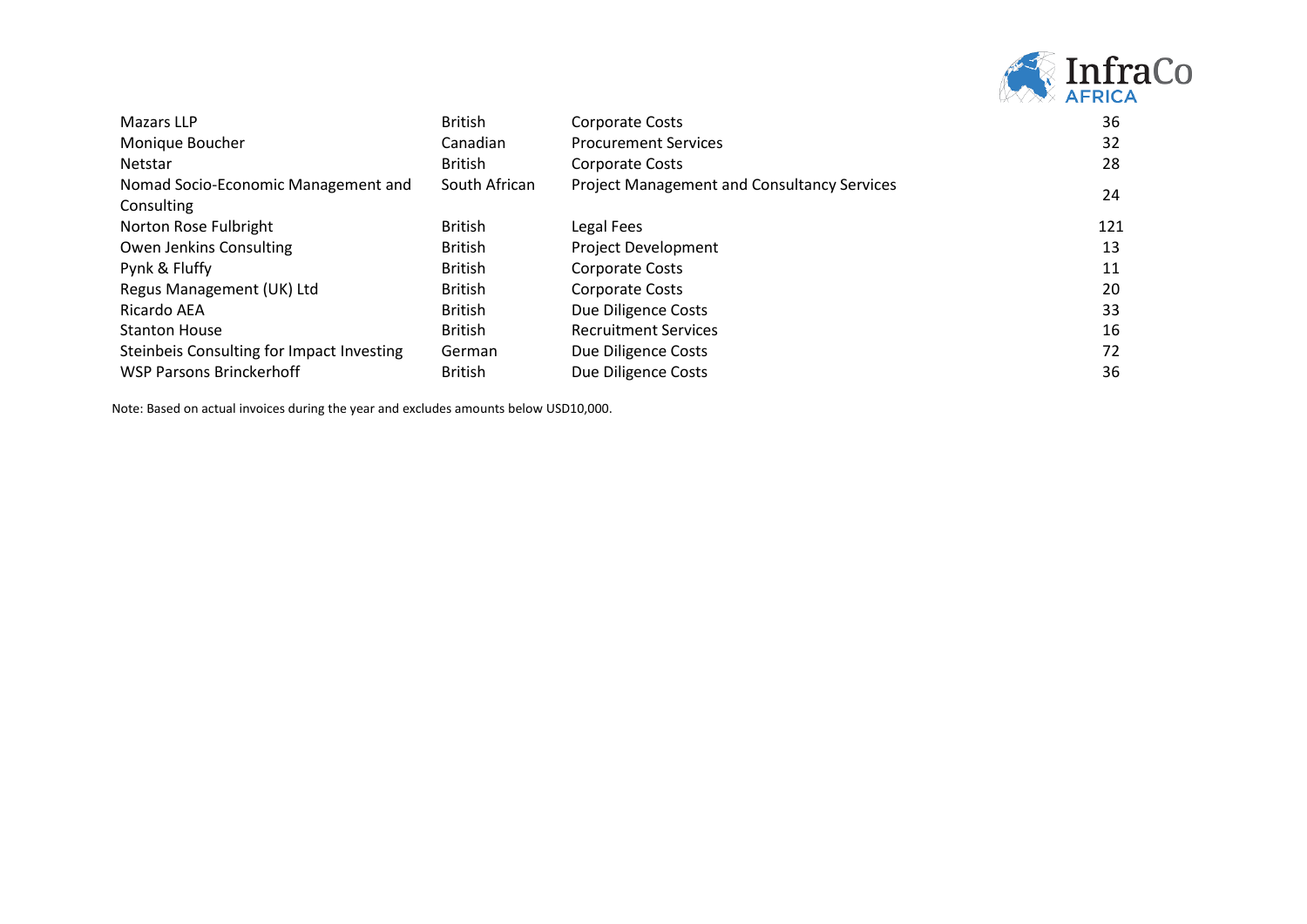| | | | |
|---|---|---|---|
| Mazars LLP | British | Corporate Costs | 36 |
| Monique Boucher | Canadian | Procurement Services | 32 |
| Netstar | British | Corporate Costs | 28 |
| Nomad Socio-Economic Management and Consulting | South African | Project Management and Consultancy Services | 24 |
| Norton Rose Fulbright | British | Legal Fees | 121 |
| Owen Jenkins Consulting | British | Project Development | 13 |
| Pynk & Fluffy | British | Corporate Costs | 11 |
| Regus Management (UK) Ltd | British | Corporate Costs | 20 |
| Ricardo AEA | British | Due Diligence Costs | 33 |
| Stanton House | British | Recruitment Services | 16 |
| Steinbeis Consulting for Impact Investing | German | Due Diligence Costs | 72 |
| WSP Parsons Brinckerhoff | British | Due Diligence Costs | 36 |

Note: Based on actual invoices during the year and excludes amounts below USD10,000.